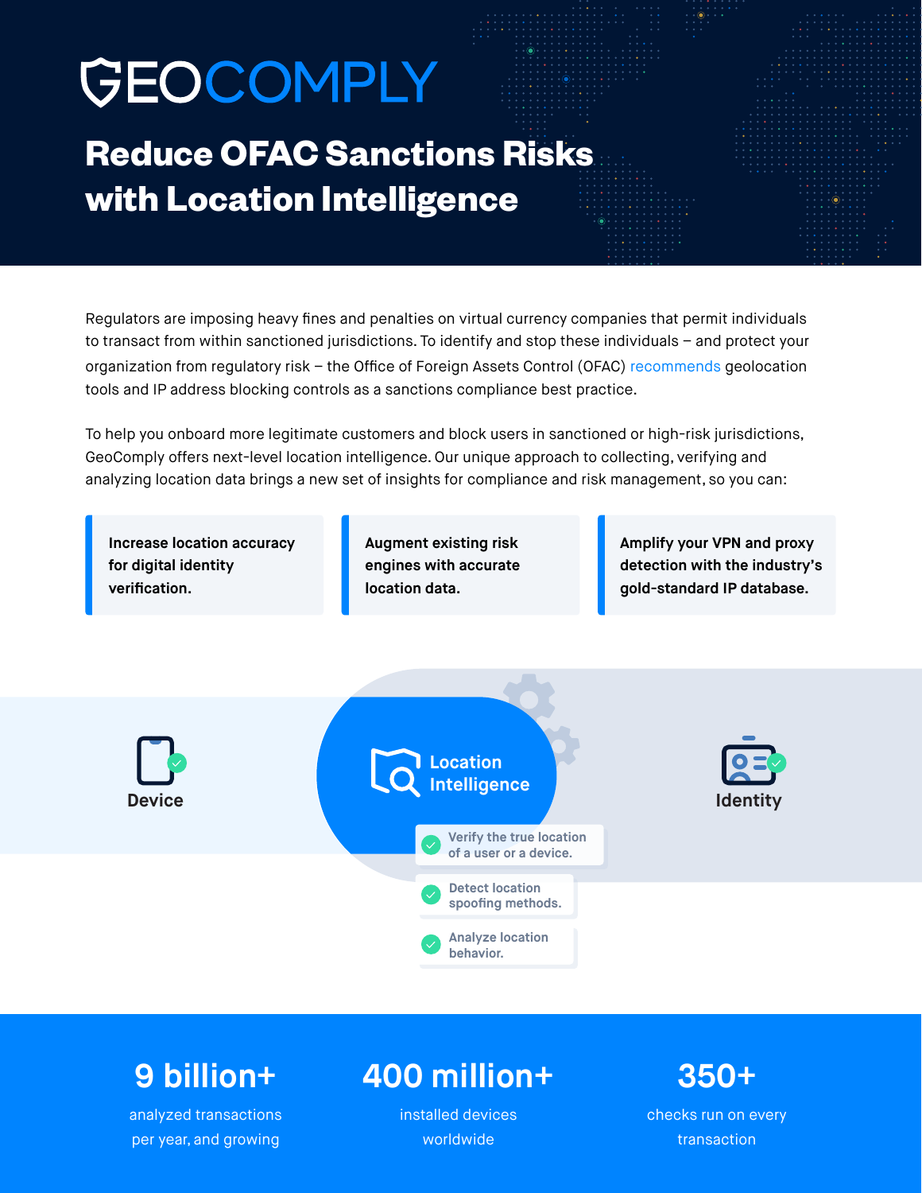# GEOCOMPLY

# Reduce OFAC Sanctions Risks with Location Intelligence

Regulators are imposing heavy fines and penalties on virtual currency companies that permit individuals to transact from within sanctioned jurisdictions. To identify and stop these individuals – and protect your organization from regulatory risk – the Office of Foreign Assets Control (OFAC) recommends geolocation tools and IP address blocking controls as a sanctions compliance best practice.

To help you onboard more legitimate customers and block users in sanctioned or high-risk jurisdictions, GeoComply offers next-level location intelligence. Our unique approach to collecting, verifying and analyzing location data brings a new set of insights for compliance and risk management, so you can:

**Increase location accuracy for digital identity verification.**

**Augment existing risk engines with accurate location data.**

**Amplify your VPN and proxy detection with the industry's gold-standard IP database.**

Device

Location Intelligence

- Verify the true location of a user or a device.
- Detect location spoofing methods.
- Analyze location behavior.

Identity

**9 billion+**
analyzed transactions per year, and growing

**400 million+**
installed devices worldwide

**350+**
checks run on every transaction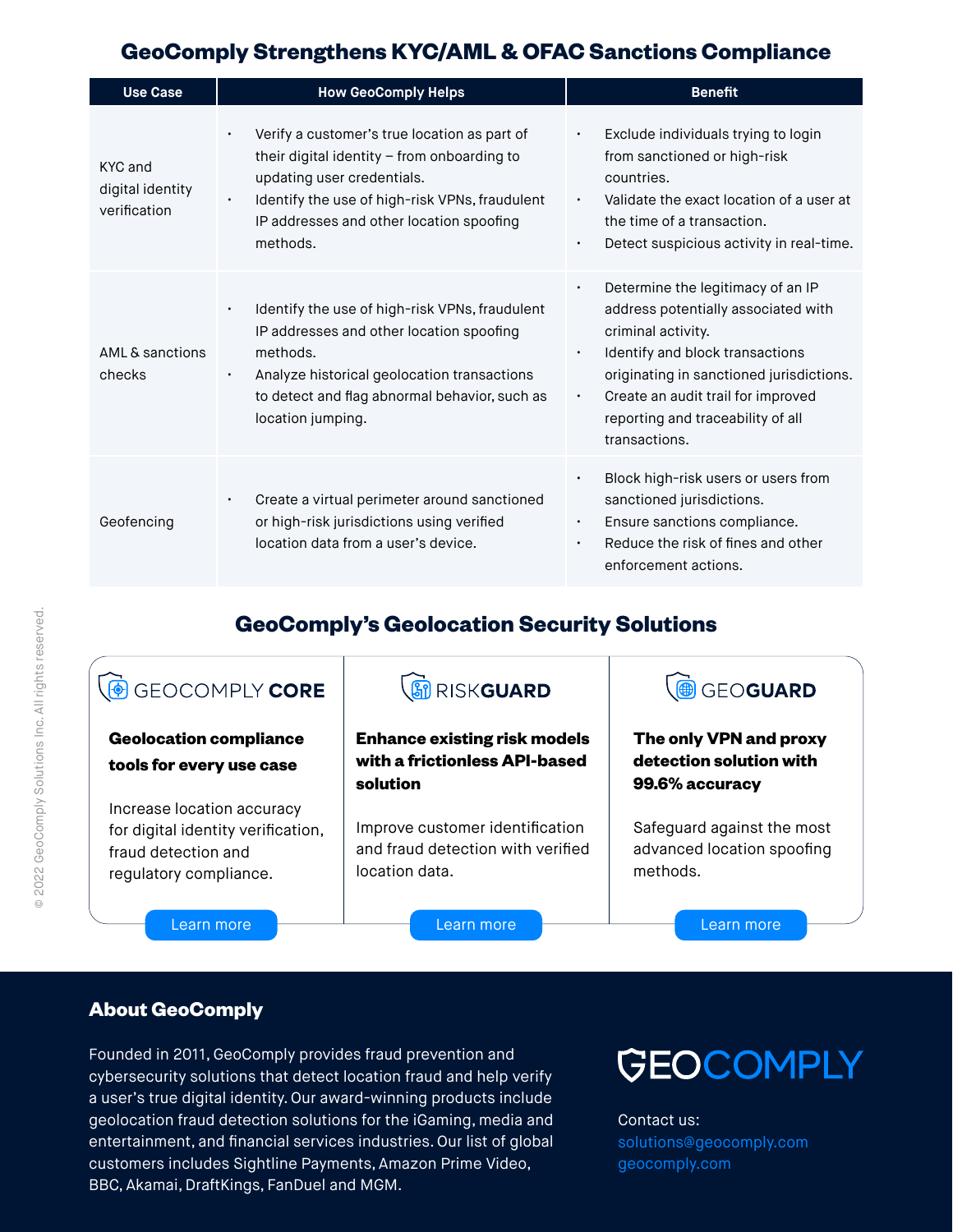## GeoComply Strengthens KYC/AML & OFAC Sanctions Compliance

| Use Case | How GeoComply Helps | Benefit |
|---|---|---|
| KYC and digital identity verification | • Verify a customer's true location as part of their digital identity – from onboarding to updating user credentials.<br>• Identify the use of high-risk VPNs, fraudulent IP addresses and other location spoofing methods. | • Exclude individuals trying to login from sanctioned or high-risk countries.<br>• Validate the exact location of a user at the time of a transaction.<br>• Detect suspicious activity in real-time. |
| AML & sanctions checks | • Identify the use of high-risk VPNs, fraudulent IP addresses and other location spoofing methods.<br>• Analyze historical geolocation transactions to detect and flag abnormal behavior, such as location jumping. | • Determine the legitimacy of an IP address potentially associated with criminal activity.<br>• Identify and block transactions originating in sanctioned jurisdictions.<br>• Create an audit trail for improved reporting and traceability of all transactions. |
| Geofencing | • Create a virtual perimeter around sanctioned or high-risk jurisdictions using verified location data from a user's device. | • Block high-risk users or users from sanctioned jurisdictions.<br>• Ensure sanctions compliance.<br>• Reduce the risk of fines and other enforcement actions. |

## GeoComply's Geolocation Security Solutions

### GEOCOMPLY CORE

**Geolocation compliance tools for every use case**

Increase location accuracy for digital identity verification, fraud detection and regulatory compliance.

Learn more

### RISKGUARD

**Enhance existing risk models with a frictionless API-based solution**

Improve customer identification and fraud detection with verified location data.

Learn more

### GEOGUARD

**The only VPN and proxy detection solution with 99.6% accuracy**

Safeguard against the most advanced location spoofing methods.

Learn more

© 2022 GeoComply Solutions Inc. All rights reserved.

## About GeoComply

Founded in 2011, GeoComply provides fraud prevention and cybersecurity solutions that detect location fraud and help verify a user's true digital identity. Our award-winning products include geolocation fraud detection solutions for the iGaming, media and entertainment, and financial services industries. Our list of global customers includes Sightline Payments, Amazon Prime Video, BBC, Akamai, DraftKings, FanDuel and MGM.

GEOCOMPLY

Contact us:
solutions@geocomply.com
geocomply.com